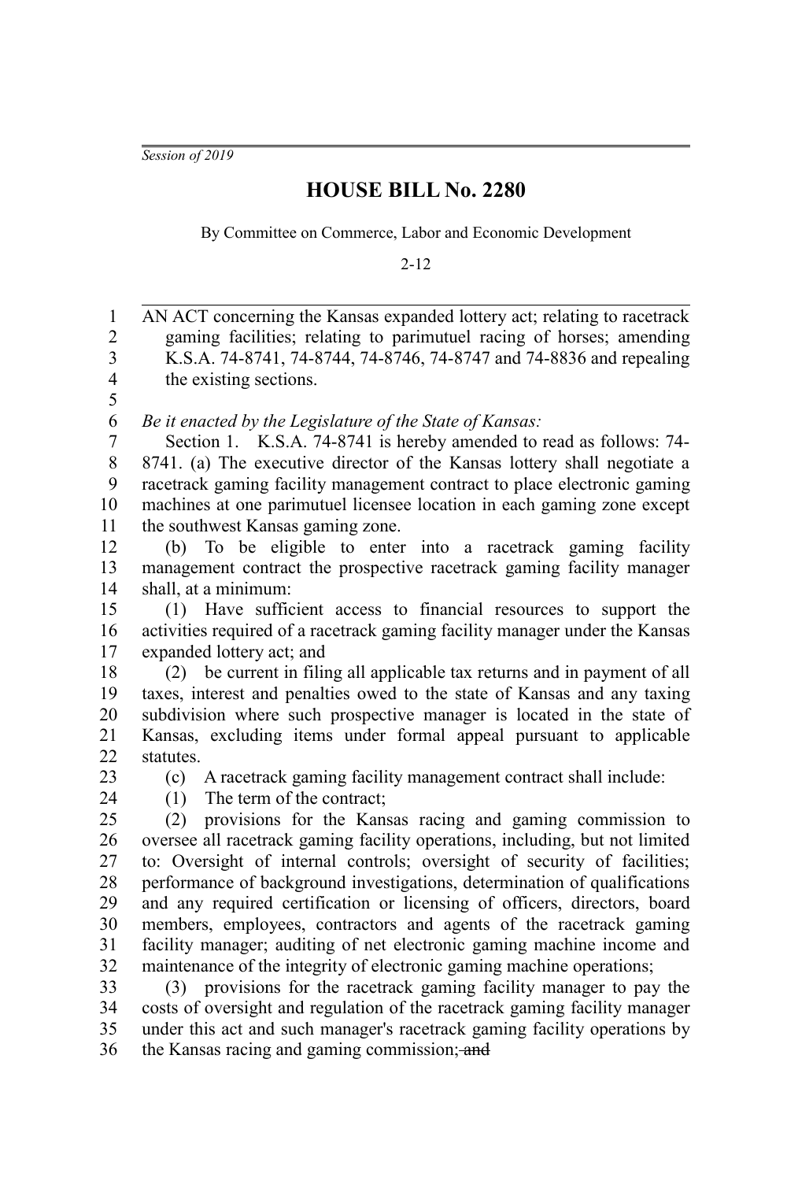*Session of 2019*

# HOUSE BILL No. 2280

By Committee on Commerce, Labor and Economic Development

2-12

AN ACT concerning the Kansas expanded lottery act; relating to racetrack gaming facilities; relating to parimutuel racing of horses; amending K.S.A. 74-8741, 74-8744, 74-8746, 74-8747 and 74-8836 and repealing the existing sections.

*Be it enacted by the Legislature of the State of Kansas:*

Section 1. K.S.A. 74-8741 is hereby amended to read as follows: 74-8741. (a) The executive director of the Kansas lottery shall negotiate a racetrack gaming facility management contract to place electronic gaming machines at one parimutuel licensee location in each gaming zone except the southwest Kansas gaming zone.

(b) To be eligible to enter into a racetrack gaming facility management contract the prospective racetrack gaming facility manager shall, at a minimum:

(1) Have sufficient access to financial resources to support the activities required of a racetrack gaming facility manager under the Kansas expanded lottery act; and

(2) be current in filing all applicable tax returns and in payment of all taxes, interest and penalties owed to the state of Kansas and any taxing subdivision where such prospective manager is located in the state of Kansas, excluding items under formal appeal pursuant to applicable statutes.

(c) A racetrack gaming facility management contract shall include:

(1) The term of the contract;

(2) provisions for the Kansas racing and gaming commission to oversee all racetrack gaming facility operations, including, but not limited to: Oversight of internal controls; oversight of security of facilities; performance of background investigations, determination of qualifications and any required certification or licensing of officers, directors, board members, employees, contractors and agents of the racetrack gaming facility manager; auditing of net electronic gaming machine income and maintenance of the integrity of electronic gaming machine operations;

(3) provisions for the racetrack gaming facility manager to pay the costs of oversight and regulation of the racetrack gaming facility manager under this act and such manager's racetrack gaming facility operations by the Kansas racing and gaming commission; ~~and~~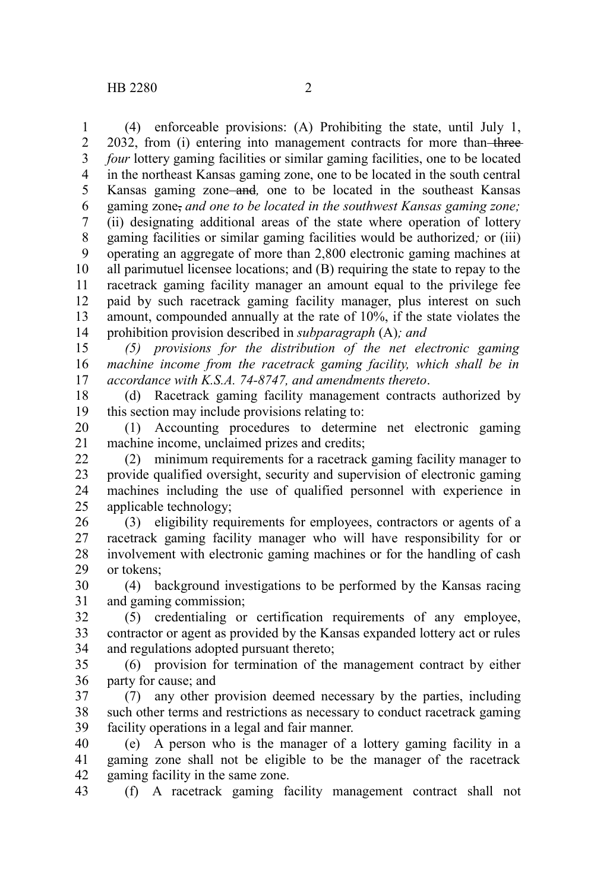(4) enforceable provisions: (A) Prohibiting the state, until July 1, 2032, from (i) entering into management contracts for more than ~~three~~ *four* lottery gaming facilities or similar gaming facilities, one to be located in the northeast Kansas gaming zone, one to be located in the south central Kansas gaming zone ~~and~~*,* one to be located in the southeast Kansas gaming zone~~,~~ *and one to be located in the southwest Kansas gaming zone;* (ii) designating additional areas of the state where operation of lottery gaming facilities or similar gaming facilities would be authorized*;* or (iii) operating an aggregate of more than 2,800 electronic gaming machines at all parimutuel licensee locations; and (B) requiring the state to repay to the racetrack gaming facility manager an amount equal to the privilege fee paid by such racetrack gaming facility manager, plus interest on such amount, compounded annually at the rate of 10%, if the state violates the prohibition provision described in *subparagraph* (A)*; and*

*(5) provisions for the distribution of the net electronic gaming machine income from the racetrack gaming facility, which shall be in accordance with K.S.A. 74-8747, and amendments thereto*.

(d) Racetrack gaming facility management contracts authorized by this section may include provisions relating to:

(1) Accounting procedures to determine net electronic gaming machine income, unclaimed prizes and credits;

(2) minimum requirements for a racetrack gaming facility manager to provide qualified oversight, security and supervision of electronic gaming machines including the use of qualified personnel with experience in applicable technology;

(3) eligibility requirements for employees, contractors or agents of a racetrack gaming facility manager who will have responsibility for or involvement with electronic gaming machines or for the handling of cash or tokens;

(4) background investigations to be performed by the Kansas racing and gaming commission;

(5) credentialing or certification requirements of any employee, contractor or agent as provided by the Kansas expanded lottery act or rules and regulations adopted pursuant thereto;

(6) provision for termination of the management contract by either party for cause; and

(7) any other provision deemed necessary by the parties, including such other terms and restrictions as necessary to conduct racetrack gaming facility operations in a legal and fair manner.

(e) A person who is the manager of a lottery gaming facility in a gaming zone shall not be eligible to be the manager of the racetrack gaming facility in the same zone.

(f) A racetrack gaming facility management contract shall not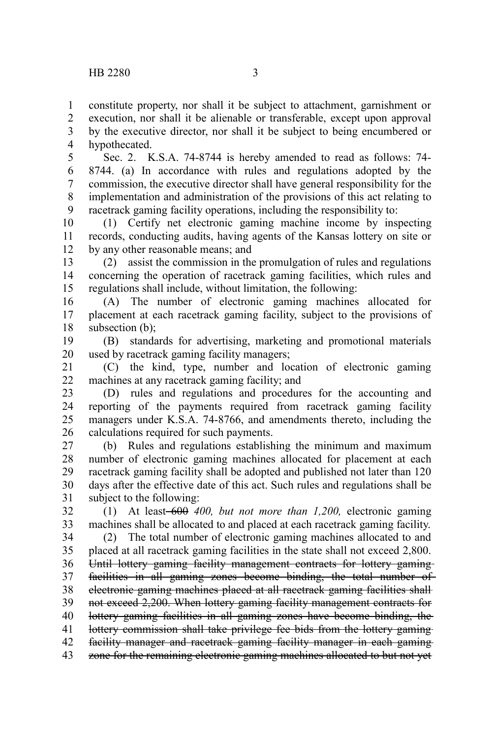constitute property, nor shall it be subject to attachment, garnishment or execution, nor shall it be alienable or transferable, except upon approval by the executive director, nor shall it be subject to being encumbered or hypothecated.

Sec. 2. K.S.A. 74-8744 is hereby amended to read as follows: 74-8744. (a) In accordance with rules and regulations adopted by the commission, the executive director shall have general responsibility for the implementation and administration of the provisions of this act relating to racetrack gaming facility operations, including the responsibility to:

(1) Certify net electronic gaming machine income by inspecting records, conducting audits, having agents of the Kansas lottery on site or by any other reasonable means; and

(2) assist the commission in the promulgation of rules and regulations concerning the operation of racetrack gaming facilities, which rules and regulations shall include, without limitation, the following:

(A) The number of electronic gaming machines allocated for placement at each racetrack gaming facility, subject to the provisions of subsection (b);

(B) standards for advertising, marketing and promotional materials used by racetrack gaming facility managers;

(C) the kind, type, number and location of electronic gaming machines at any racetrack gaming facility; and

(D) rules and regulations and procedures for the accounting and reporting of the payments required from racetrack gaming facility managers under K.S.A. 74-8766, and amendments thereto, including the calculations required for such payments.

(b) Rules and regulations establishing the minimum and maximum number of electronic gaming machines allocated for placement at each racetrack gaming facility shall be adopted and published not later than 120 days after the effective date of this act. Such rules and regulations shall be subject to the following:

(1) At least ~~600~~ *400, but not more than 1,200,* electronic gaming machines shall be allocated to and placed at each racetrack gaming facility.

(2) The total number of electronic gaming machines allocated to and placed at all racetrack gaming facilities in the state shall not exceed 2,800. ~~Until lottery gaming facility management contracts for lottery gaming facilities in all gaming zones become binding, the total number of electronic gaming machines placed at all racetrack gaming facilities shall not exceed 2,200. When lottery gaming facility management contracts for lottery gaming facilities in all gaming zones have become binding, the lottery commission shall take privilege fee bids from the lottery gaming facility manager and racetrack gaming facility manager in each gaming zone for the remaining electronic gaming machines allocated to but not yet~~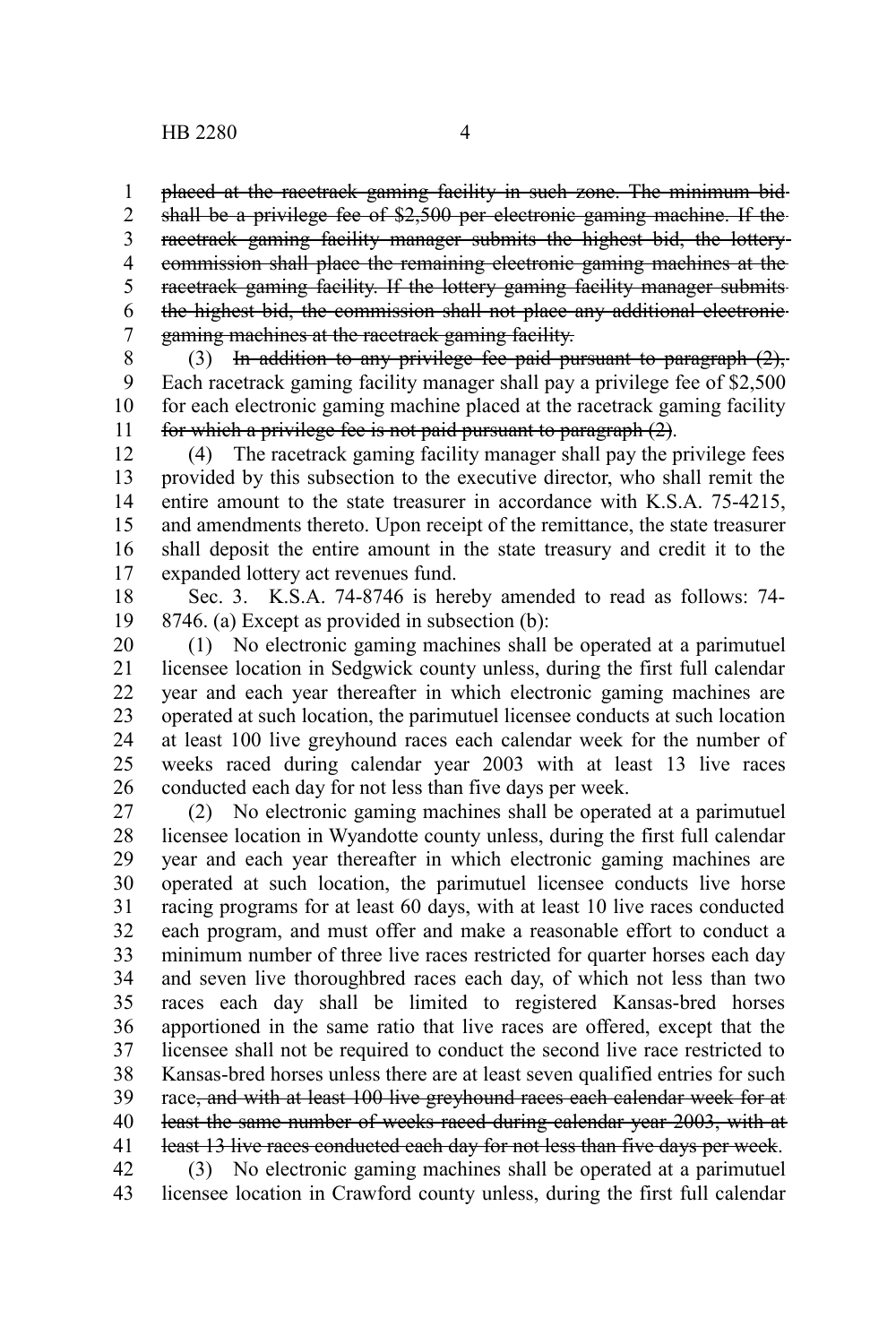~~placed at the racetrack gaming facility in such zone. The minimum bid shall be a privilege fee of $2,500 per electronic gaming machine. If the racetrack gaming facility manager submits the highest bid, the lottery commission shall place the remaining electronic gaming machines at the racetrack gaming facility. If the lottery gaming facility manager submits the highest bid, the commission shall not place any additional electronic gaming machines at the racetrack gaming facility.~~

(3) ~~In addition to any privilege fee paid pursuant to paragraph (2),~~ Each racetrack gaming facility manager shall pay a privilege fee of $2,500 for each electronic gaming machine placed at the racetrack gaming facility ~~for which a privilege fee is not paid pursuant to paragraph (2)~~.

(4) The racetrack gaming facility manager shall pay the privilege fees provided by this subsection to the executive director, who shall remit the entire amount to the state treasurer in accordance with K.S.A. 75-4215, and amendments thereto. Upon receipt of the remittance, the state treasurer shall deposit the entire amount in the state treasury and credit it to the expanded lottery act revenues fund.

Sec. 3. K.S.A. 74-8746 is hereby amended to read as follows: 74-8746. (a) Except as provided in subsection (b):

(1) No electronic gaming machines shall be operated at a parimutuel licensee location in Sedgwick county unless, during the first full calendar year and each year thereafter in which electronic gaming machines are operated at such location, the parimutuel licensee conducts at such location at least 100 live greyhound races each calendar week for the number of weeks raced during calendar year 2003 with at least 13 live races conducted each day for not less than five days per week.

(2) No electronic gaming machines shall be operated at a parimutuel licensee location in Wyandotte county unless, during the first full calendar year and each year thereafter in which electronic gaming machines are operated at such location, the parimutuel licensee conducts live horse racing programs for at least 60 days, with at least 10 live races conducted each program, and must offer and make a reasonable effort to conduct a minimum number of three live races restricted for quarter horses each day and seven live thoroughbred races each day, of which not less than two races each day shall be limited to registered Kansas-bred horses apportioned in the same ratio that live races are offered, except that the licensee shall not be required to conduct the second live race restricted to Kansas-bred horses unless there are at least seven qualified entries for such race~~, and with at least 100 live greyhound races each calendar week for at least the same number of weeks raced during calendar year 2003, with at least 13 live races conducted each day for not less than five days per week~~.

(3) No electronic gaming machines shall be operated at a parimutuel licensee location in Crawford county unless, during the first full calendar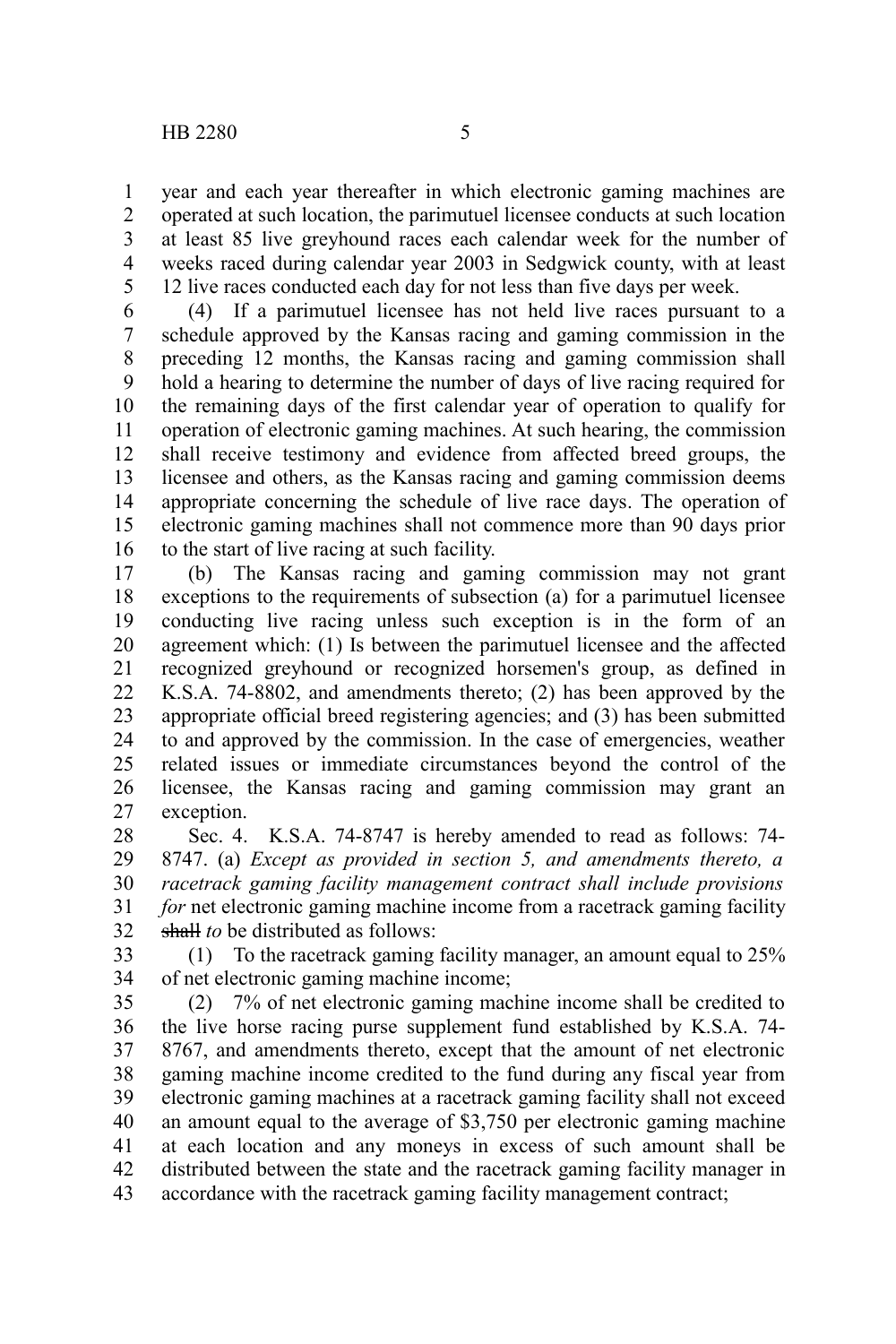year and each year thereafter in which electronic gaming machines are operated at such location, the parimutuel licensee conducts at such location at least 85 live greyhound races each calendar week for the number of weeks raced during calendar year 2003 in Sedgwick county, with at least 12 live races conducted each day for not less than five days per week.

(4) If a parimutuel licensee has not held live races pursuant to a schedule approved by the Kansas racing and gaming commission in the preceding 12 months, the Kansas racing and gaming commission shall hold a hearing to determine the number of days of live racing required for the remaining days of the first calendar year of operation to qualify for operation of electronic gaming machines. At such hearing, the commission shall receive testimony and evidence from affected breed groups, the licensee and others, as the Kansas racing and gaming commission deems appropriate concerning the schedule of live race days. The operation of electronic gaming machines shall not commence more than 90 days prior to the start of live racing at such facility.

(b) The Kansas racing and gaming commission may not grant exceptions to the requirements of subsection (a) for a parimutuel licensee conducting live racing unless such exception is in the form of an agreement which: (1) Is between the parimutuel licensee and the affected recognized greyhound or recognized horsemen's group, as defined in K.S.A. 74-8802, and amendments thereto; (2) has been approved by the appropriate official breed registering agencies; and (3) has been submitted to and approved by the commission. In the case of emergencies, weather related issues or immediate circumstances beyond the control of the licensee, the Kansas racing and gaming commission may grant an exception.

Sec. 4. K.S.A. 74-8747 is hereby amended to read as follows: 74-8747. (a) *Except as provided in section 5, and amendments thereto, a racetrack gaming facility management contract shall include provisions for* net electronic gaming machine income from a racetrack gaming facility ~~shall~~ *to* be distributed as follows:

(1) To the racetrack gaming facility manager, an amount equal to 25% of net electronic gaming machine income;

(2) 7% of net electronic gaming machine income shall be credited to the live horse racing purse supplement fund established by K.S.A. 74-8767, and amendments thereto, except that the amount of net electronic gaming machine income credited to the fund during any fiscal year from electronic gaming machines at a racetrack gaming facility shall not exceed an amount equal to the average of $3,750 per electronic gaming machine at each location and any moneys in excess of such amount shall be distributed between the state and the racetrack gaming facility manager in accordance with the racetrack gaming facility management contract;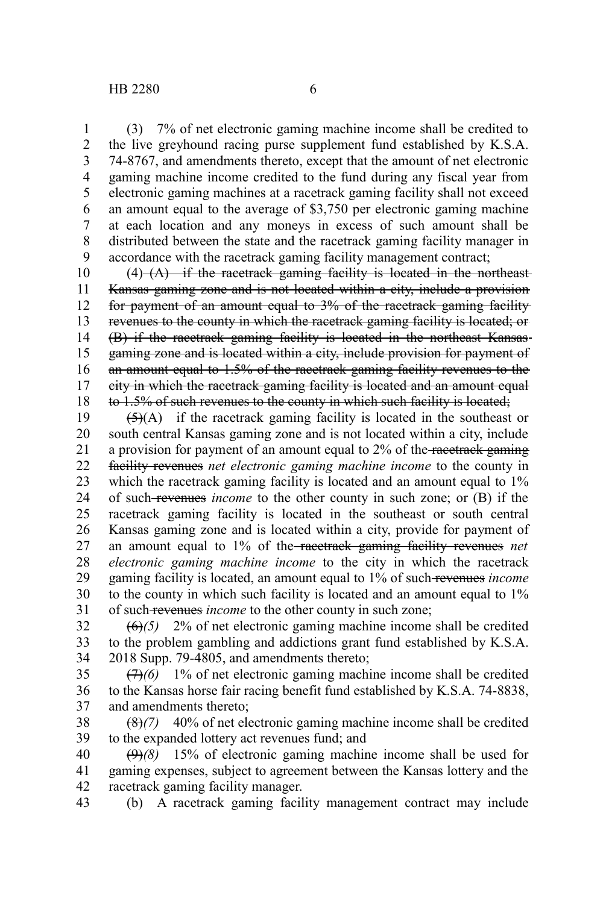(3) 7% of net electronic gaming machine income shall be credited to the live greyhound racing purse supplement fund established by K.S.A. 74-8767, and amendments thereto, except that the amount of net electronic gaming machine income credited to the fund during any fiscal year from electronic gaming machines at a racetrack gaming facility shall not exceed an amount equal to the average of $3,750 per electronic gaming machine at each location and any moneys in excess of such amount shall be distributed between the state and the racetrack gaming facility manager in accordance with the racetrack gaming facility management contract;

(4) ~~(A) if the racetrack gaming facility is located in the northeast Kansas gaming zone and is not located within a city, include a provision for payment of an amount equal to 3% of the racetrack gaming facility revenues to the county in which the racetrack gaming facility is located; or (B) if the racetrack gaming facility is located in the northeast Kansas gaming zone and is located within a city, include provision for payment of an amount equal to 1.5% of the racetrack gaming facility revenues to the city in which the racetrack gaming facility is located and an amount equal to 1.5% of such revenues to the county in which such facility is located;~~

~~(5)~~(A) if the racetrack gaming facility is located in the southeast or south central Kansas gaming zone and is not located within a city, include a provision for payment of an amount equal to 2% of the ~~racetrack gaming facility revenues~~ *net electronic gaming machine income* to the county in which the racetrack gaming facility is located and an amount equal to 1% of such ~~revenues~~ *income* to the other county in such zone; or (B) if the racetrack gaming facility is located in the southeast or south central Kansas gaming zone and is located within a city, provide for payment of an amount equal to 1% of the ~~racetrack gaming facility revenues~~ *net electronic gaming machine income* to the city in which the racetrack gaming facility is located, an amount equal to 1% of such ~~revenues~~ *income* to the county in which such facility is located and an amount equal to 1% of such ~~revenues~~ *income* to the other county in such zone;

~~(6)~~*(5)* 2% of net electronic gaming machine income shall be credited to the problem gambling and addictions grant fund established by K.S.A. 2018 Supp. 79-4805, and amendments thereto;

~~(7)~~*(6)* 1% of net electronic gaming machine income shall be credited to the Kansas horse fair racing benefit fund established by K.S.A. 74-8838, and amendments thereto;

~~(8)~~*(7)* 40% of net electronic gaming machine income shall be credited to the expanded lottery act revenues fund; and

~~(9)~~*(8)* 15% of electronic gaming machine income shall be used for gaming expenses, subject to agreement between the Kansas lottery and the racetrack gaming facility manager.

(b) A racetrack gaming facility management contract may include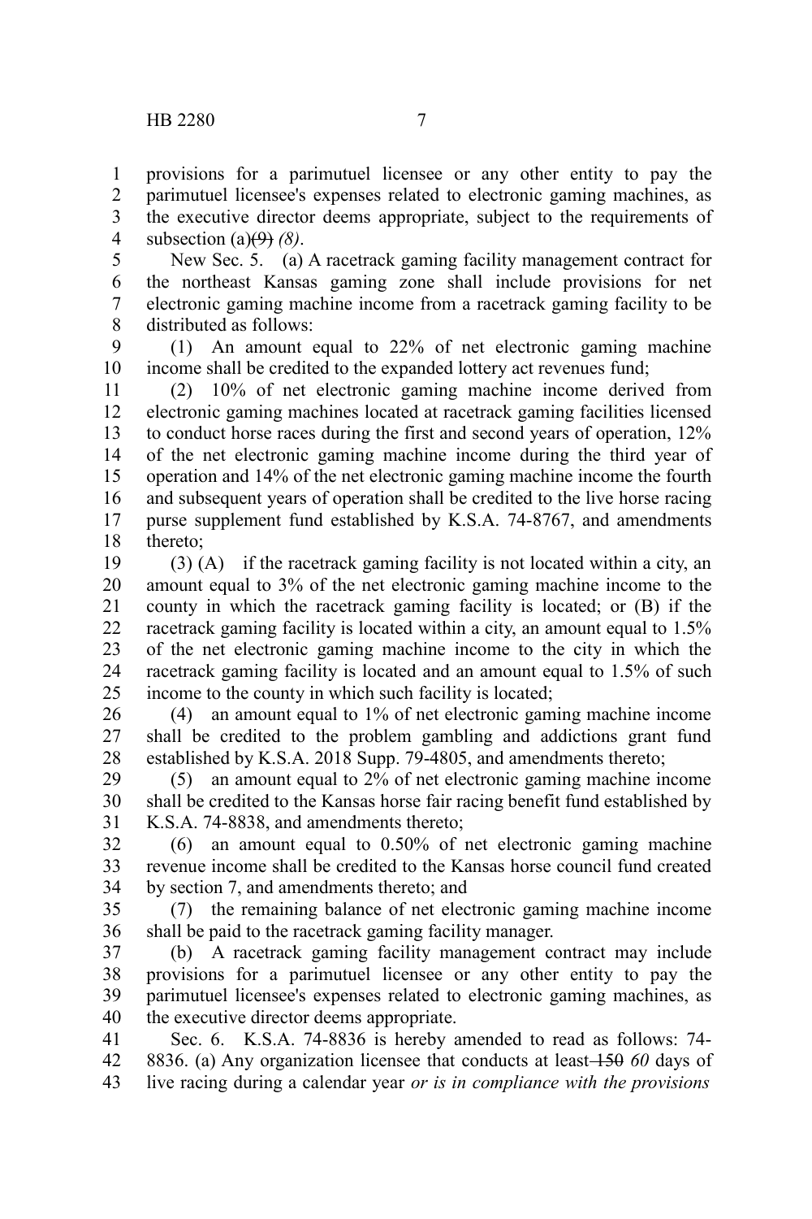provisions for a parimutuel licensee or any other entity to pay the parimutuel licensee's expenses related to electronic gaming machines, as the executive director deems appropriate, subject to the requirements of subsection (a)~~(9)~~ *(8)*.

New Sec. 5. (a) A racetrack gaming facility management contract for the northeast Kansas gaming zone shall include provisions for net electronic gaming machine income from a racetrack gaming facility to be distributed as follows:

(1) An amount equal to 22% of net electronic gaming machine income shall be credited to the expanded lottery act revenues fund;

(2) 10% of net electronic gaming machine income derived from electronic gaming machines located at racetrack gaming facilities licensed to conduct horse races during the first and second years of operation, 12% of the net electronic gaming machine income during the third year of operation and 14% of the net electronic gaming machine income the fourth and subsequent years of operation shall be credited to the live horse racing purse supplement fund established by K.S.A. 74-8767, and amendments thereto;

(3) (A) if the racetrack gaming facility is not located within a city, an amount equal to 3% of the net electronic gaming machine income to the county in which the racetrack gaming facility is located; or (B) if the racetrack gaming facility is located within a city, an amount equal to 1.5% of the net electronic gaming machine income to the city in which the racetrack gaming facility is located and an amount equal to 1.5% of such income to the county in which such facility is located;

(4) an amount equal to 1% of net electronic gaming machine income shall be credited to the problem gambling and addictions grant fund established by K.S.A. 2018 Supp. 79-4805, and amendments thereto;

(5) an amount equal to 2% of net electronic gaming machine income shall be credited to the Kansas horse fair racing benefit fund established by K.S.A. 74-8838, and amendments thereto;

(6) an amount equal to 0.50% of net electronic gaming machine revenue income shall be credited to the Kansas horse council fund created by section 7, and amendments thereto; and

(7) the remaining balance of net electronic gaming machine income shall be paid to the racetrack gaming facility manager.

(b) A racetrack gaming facility management contract may include provisions for a parimutuel licensee or any other entity to pay the parimutuel licensee's expenses related to electronic gaming machines, as the executive director deems appropriate.

Sec. 6. K.S.A. 74-8836 is hereby amended to read as follows: 74-8836. (a) Any organization licensee that conducts at least ~~150~~ *60* days of live racing during a calendar year *or is in compliance with the provisions*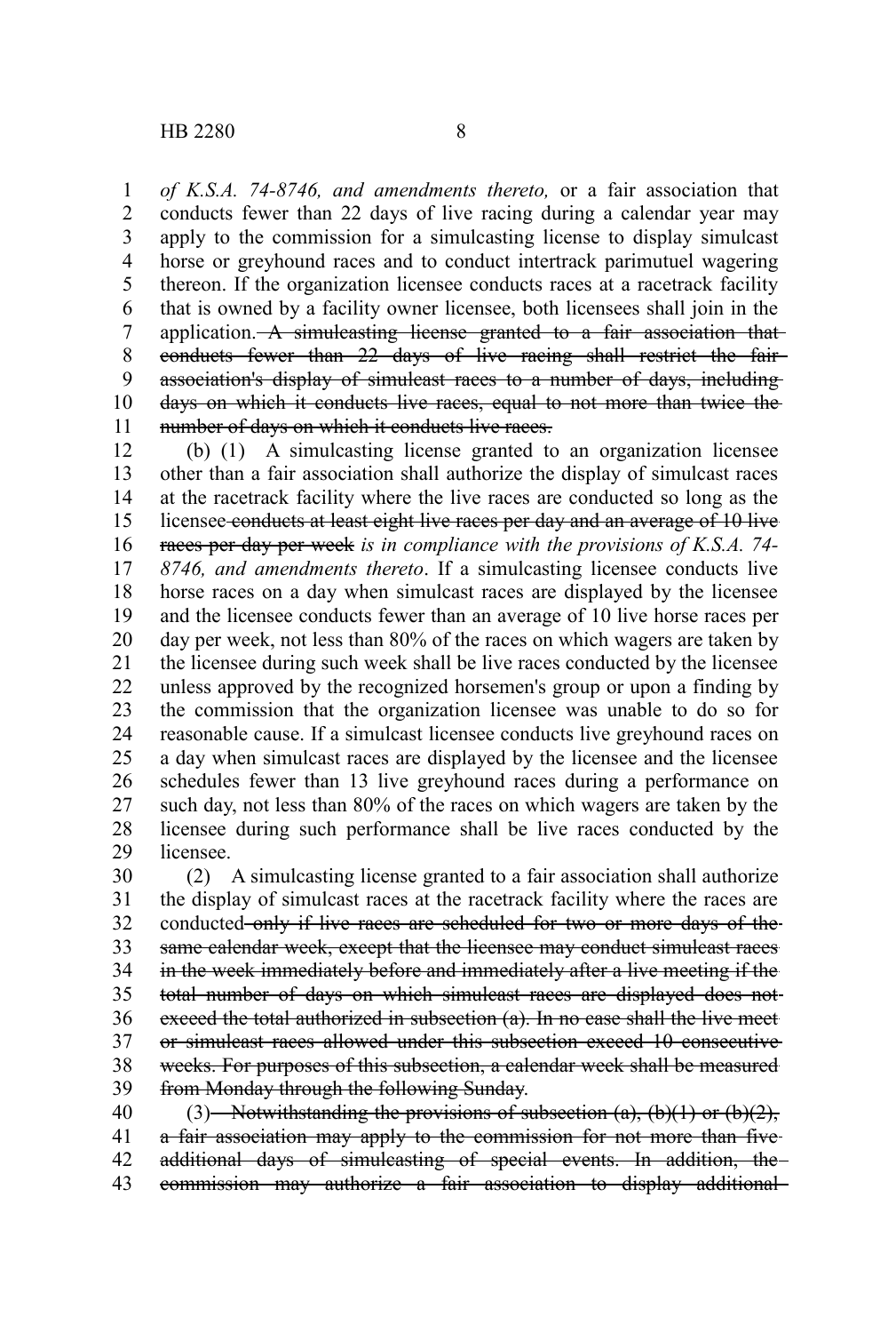*of K.S.A. 74-8746, and amendments thereto,* or a fair association that conducts fewer than 22 days of live racing during a calendar year may apply to the commission for a simulcasting license to display simulcast horse or greyhound races and to conduct intertrack parimutuel wagering thereon. If the organization licensee conducts races at a racetrack facility that is owned by a facility owner licensee, both licensees shall join in the application. ~~A simulcasting license granted to a fair association that conducts fewer than 22 days of live racing shall restrict the fair association's display of simulcast races to a number of days, including days on which it conducts live races, equal to not more than twice the number of days on which it conducts live races.~~

(b) (1) A simulcasting license granted to an organization licensee other than a fair association shall authorize the display of simulcast races at the racetrack facility where the live races are conducted so long as the licensee ~~conducts at least eight live races per day and an average of 10 live races per day per week~~ *is in compliance with the provisions of K.S.A. 74-8746, and amendments thereto*. If a simulcasting licensee conducts live horse races on a day when simulcast races are displayed by the licensee and the licensee conducts fewer than an average of 10 live horse races per day per week, not less than 80% of the races on which wagers are taken by the licensee during such week shall be live races conducted by the licensee unless approved by the recognized horsemen's group or upon a finding by the commission that the organization licensee was unable to do so for reasonable cause. If a simulcast licensee conducts live greyhound races on a day when simulcast races are displayed by the licensee and the licensee schedules fewer than 13 live greyhound races during a performance on such day, not less than 80% of the races on which wagers are taken by the licensee during such performance shall be live races conducted by the licensee.

(2) A simulcasting license granted to a fair association shall authorize the display of simulcast races at the racetrack facility where the races are conducted ~~only if live races are scheduled for two or more days of the same calendar week, except that the licensee may conduct simulcast races in the week immediately before and immediately after a live meeting if the total number of days on which simulcast races are displayed does not exceed the total authorized in subsection (a). In no case shall the live meet or simulcast races allowed under this subsection exceed 10 consecutive weeks. For purposes of this subsection, a calendar week shall be measured from Monday through the following Sunday~~.

(3) ~~Notwithstanding the provisions of subsection (a), (b)(1) or (b)(2), a fair association may apply to the commission for not more than five additional days of simulcasting of special events. In addition, the commission may authorize a fair association to display additional~~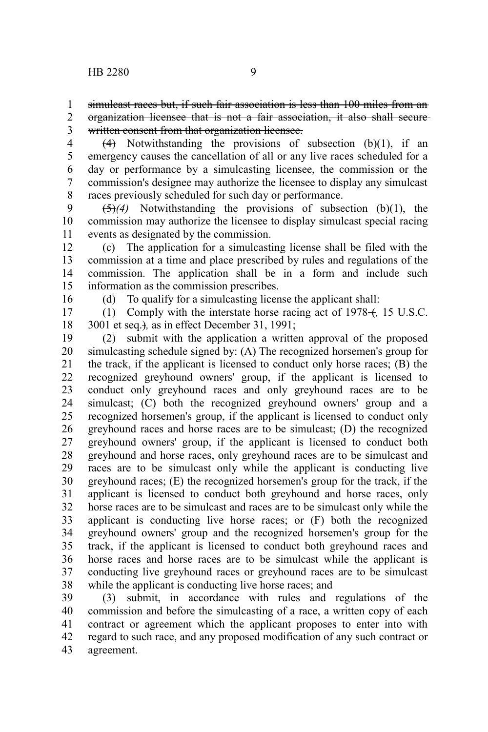~~simulcast races but, if such fair association is less than 100 miles from an organization licensee that is not a fair association, it also shall secure written consent from that organization licensee.~~

~~(4)~~ Notwithstanding the provisions of subsection (b)(1), if an emergency causes the cancellation of all or any live races scheduled for a day or performance by a simulcasting licensee, the commission or the commission's designee may authorize the licensee to display any simulcast races previously scheduled for such day or performance.

~~(5)~~*(4)* Notwithstanding the provisions of subsection (b)(1), the commission may authorize the licensee to display simulcast special racing events as designated by the commission.

(c) The application for a simulcasting license shall be filed with the commission at a time and place prescribed by rules and regulations of the commission. The application shall be in a form and include such information as the commission prescribes.

(d) To qualify for a simulcasting license the applicant shall:

(1) Comply with the interstate horse racing act of 1978 ~~(~~*,* 15 U.S.C. 3001 et seq.~~)~~*,* as in effect December 31, 1991;

(2) submit with the application a written approval of the proposed simulcasting schedule signed by: (A) The recognized horsemen's group for the track, if the applicant is licensed to conduct only horse races; (B) the recognized greyhound owners' group, if the applicant is licensed to conduct only greyhound races and only greyhound races are to be simulcast; (C) both the recognized greyhound owners' group and a recognized horsemen's group, if the applicant is licensed to conduct only greyhound races and horse races are to be simulcast; (D) the recognized greyhound owners' group, if the applicant is licensed to conduct both greyhound and horse races, only greyhound races are to be simulcast and races are to be simulcast only while the applicant is conducting live greyhound races; (E) the recognized horsemen's group for the track, if the applicant is licensed to conduct both greyhound and horse races, only horse races are to be simulcast and races are to be simulcast only while the applicant is conducting live horse races; or (F) both the recognized greyhound owners' group and the recognized horsemen's group for the track, if the applicant is licensed to conduct both greyhound races and horse races and horse races are to be simulcast while the applicant is conducting live greyhound races or greyhound races are to be simulcast while the applicant is conducting live horse races; and

(3) submit, in accordance with rules and regulations of the commission and before the simulcasting of a race, a written copy of each contract or agreement which the applicant proposes to enter into with regard to such race, and any proposed modification of any such contract or agreement.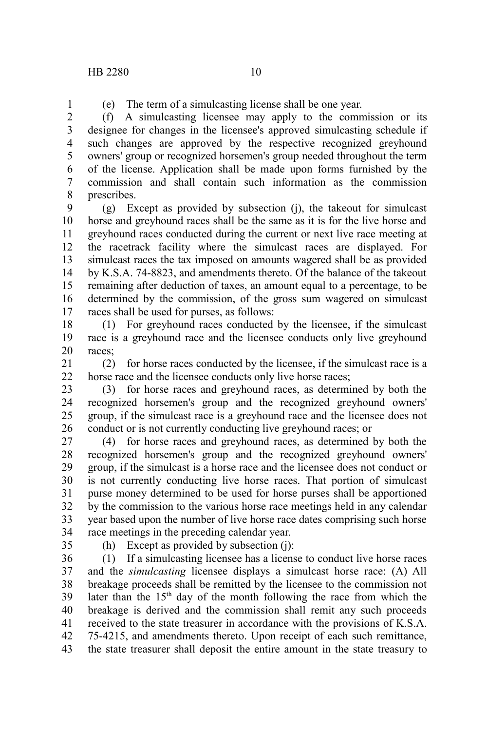(e) The term of a simulcasting license shall be one year.

(f) A simulcasting licensee may apply to the commission or its designee for changes in the licensee's approved simulcasting schedule if such changes are approved by the respective recognized greyhound owners' group or recognized horsemen's group needed throughout the term of the license. Application shall be made upon forms furnished by the commission and shall contain such information as the commission prescribes.

(g) Except as provided by subsection (j), the takeout for simulcast horse and greyhound races shall be the same as it is for the live horse and greyhound races conducted during the current or next live race meeting at the racetrack facility where the simulcast races are displayed. For simulcast races the tax imposed on amounts wagered shall be as provided by K.S.A. 74-8823, and amendments thereto. Of the balance of the takeout remaining after deduction of taxes, an amount equal to a percentage, to be determined by the commission, of the gross sum wagered on simulcast races shall be used for purses, as follows:

(1) For greyhound races conducted by the licensee, if the simulcast race is a greyhound race and the licensee conducts only live greyhound races;

(2) for horse races conducted by the licensee, if the simulcast race is a horse race and the licensee conducts only live horse races;

(3) for horse races and greyhound races, as determined by both the recognized horsemen's group and the recognized greyhound owners' group, if the simulcast race is a greyhound race and the licensee does not conduct or is not currently conducting live greyhound races; or

(4) for horse races and greyhound races, as determined by both the recognized horsemen's group and the recognized greyhound owners' group, if the simulcast is a horse race and the licensee does not conduct or is not currently conducting live horse races. That portion of simulcast purse money determined to be used for horse purses shall be apportioned by the commission to the various horse race meetings held in any calendar year based upon the number of live horse race dates comprising such horse race meetings in the preceding calendar year.

(h) Except as provided by subsection (j):

(1) If a simulcasting licensee has a license to conduct live horse races and the *simulcasting* licensee displays a simulcast horse race: (A) All breakage proceeds shall be remitted by the licensee to the commission not later than the 15th day of the month following the race from which the breakage is derived and the commission shall remit any such proceeds received to the state treasurer in accordance with the provisions of K.S.A. 75-4215, and amendments thereto. Upon receipt of each such remittance, the state treasurer shall deposit the entire amount in the state treasury to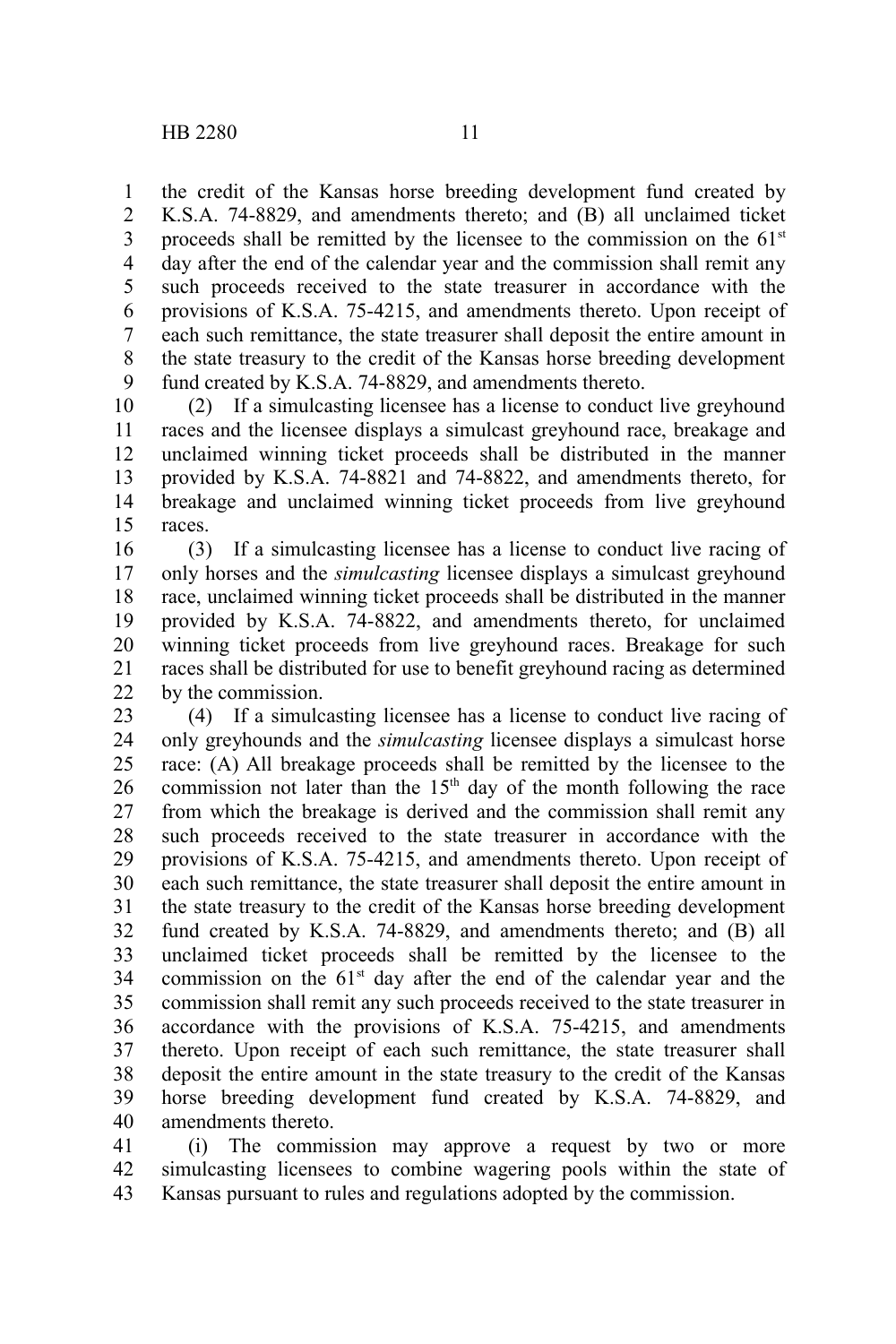the credit of the Kansas horse breeding development fund created by K.S.A. 74-8829, and amendments thereto; and (B) all unclaimed ticket proceeds shall be remitted by the licensee to the commission on the 61st day after the end of the calendar year and the commission shall remit any such proceeds received to the state treasurer in accordance with the provisions of K.S.A. 75-4215, and amendments thereto. Upon receipt of each such remittance, the state treasurer shall deposit the entire amount in the state treasury to the credit of the Kansas horse breeding development fund created by K.S.A. 74-8829, and amendments thereto.

(2) If a simulcasting licensee has a license to conduct live greyhound races and the licensee displays a simulcast greyhound race, breakage and unclaimed winning ticket proceeds shall be distributed in the manner provided by K.S.A. 74-8821 and 74-8822, and amendments thereto, for breakage and unclaimed winning ticket proceeds from live greyhound races.

(3) If a simulcasting licensee has a license to conduct live racing of only horses and the *simulcasting* licensee displays a simulcast greyhound race, unclaimed winning ticket proceeds shall be distributed in the manner provided by K.S.A. 74-8822, and amendments thereto, for unclaimed winning ticket proceeds from live greyhound races. Breakage for such races shall be distributed for use to benefit greyhound racing as determined by the commission.

(4) If a simulcasting licensee has a license to conduct live racing of only greyhounds and the *simulcasting* licensee displays a simulcast horse race: (A) All breakage proceeds shall be remitted by the licensee to the commission not later than the 15th day of the month following the race from which the breakage is derived and the commission shall remit any such proceeds received to the state treasurer in accordance with the provisions of K.S.A. 75-4215, and amendments thereto. Upon receipt of each such remittance, the state treasurer shall deposit the entire amount in the state treasury to the credit of the Kansas horse breeding development fund created by K.S.A. 74-8829, and amendments thereto; and (B) all unclaimed ticket proceeds shall be remitted by the licensee to the commission on the 61st day after the end of the calendar year and the commission shall remit any such proceeds received to the state treasurer in accordance with the provisions of K.S.A. 75-4215, and amendments thereto. Upon receipt of each such remittance, the state treasurer shall deposit the entire amount in the state treasury to the credit of the Kansas horse breeding development fund created by K.S.A. 74-8829, and amendments thereto.

(i) The commission may approve a request by two or more simulcasting licensees to combine wagering pools within the state of Kansas pursuant to rules and regulations adopted by the commission.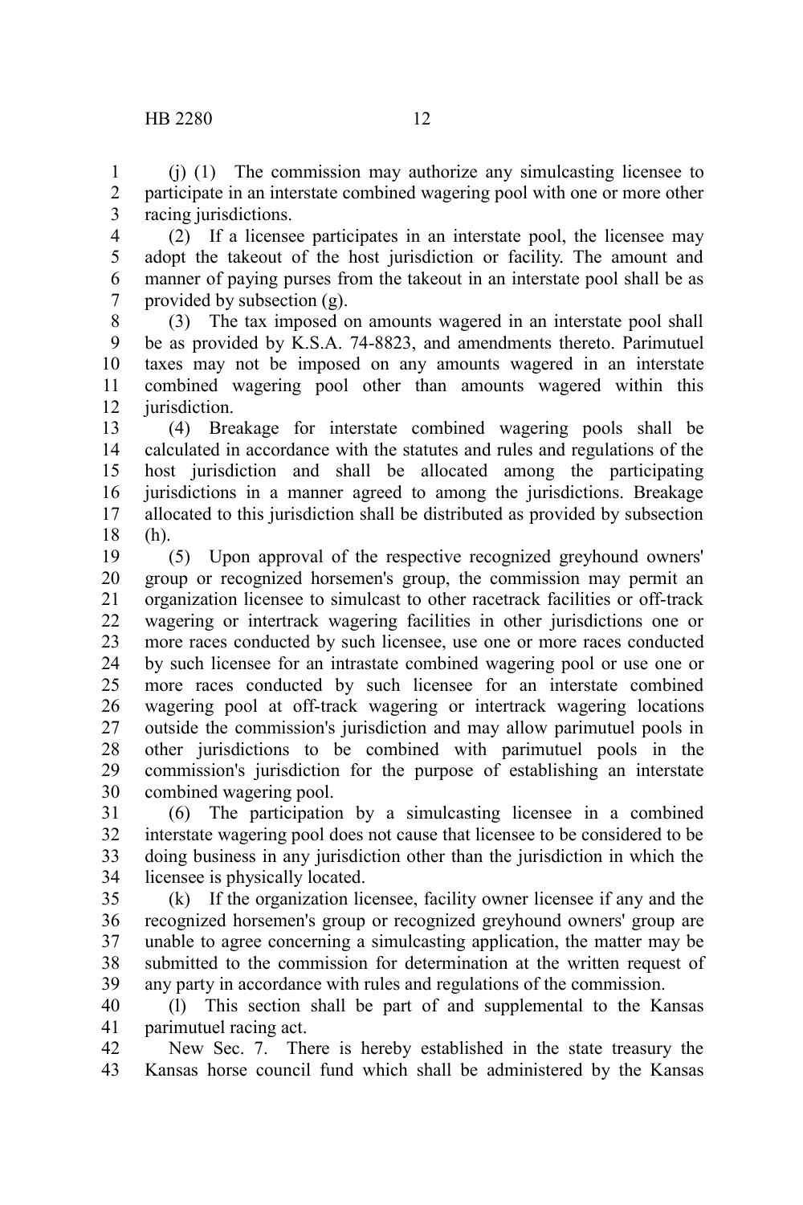(j) (1) The commission may authorize any simulcasting licensee to participate in an interstate combined wagering pool with one or more other racing jurisdictions.

(2) If a licensee participates in an interstate pool, the licensee may adopt the takeout of the host jurisdiction or facility. The amount and manner of paying purses from the takeout in an interstate pool shall be as provided by subsection (g).

(3) The tax imposed on amounts wagered in an interstate pool shall be as provided by K.S.A. 74-8823, and amendments thereto. Parimutuel taxes may not be imposed on any amounts wagered in an interstate combined wagering pool other than amounts wagered within this jurisdiction.

(4) Breakage for interstate combined wagering pools shall be calculated in accordance with the statutes and rules and regulations of the host jurisdiction and shall be allocated among the participating jurisdictions in a manner agreed to among the jurisdictions. Breakage allocated to this jurisdiction shall be distributed as provided by subsection (h).

(5) Upon approval of the respective recognized greyhound owners' group or recognized horsemen's group, the commission may permit an organization licensee to simulcast to other racetrack facilities or off-track wagering or intertrack wagering facilities in other jurisdictions one or more races conducted by such licensee, use one or more races conducted by such licensee for an intrastate combined wagering pool or use one or more races conducted by such licensee for an interstate combined wagering pool at off-track wagering or intertrack wagering locations outside the commission's jurisdiction and may allow parimutuel pools in other jurisdictions to be combined with parimutuel pools in the commission's jurisdiction for the purpose of establishing an interstate combined wagering pool.

(6) The participation by a simulcasting licensee in a combined interstate wagering pool does not cause that licensee to be considered to be doing business in any jurisdiction other than the jurisdiction in which the licensee is physically located.

(k) If the organization licensee, facility owner licensee if any and the recognized horsemen's group or recognized greyhound owners' group are unable to agree concerning a simulcasting application, the matter may be submitted to the commission for determination at the written request of any party in accordance with rules and regulations of the commission.

(l) This section shall be part of and supplemental to the Kansas parimutuel racing act.

New Sec. 7. There is hereby established in the state treasury the Kansas horse council fund which shall be administered by the Kansas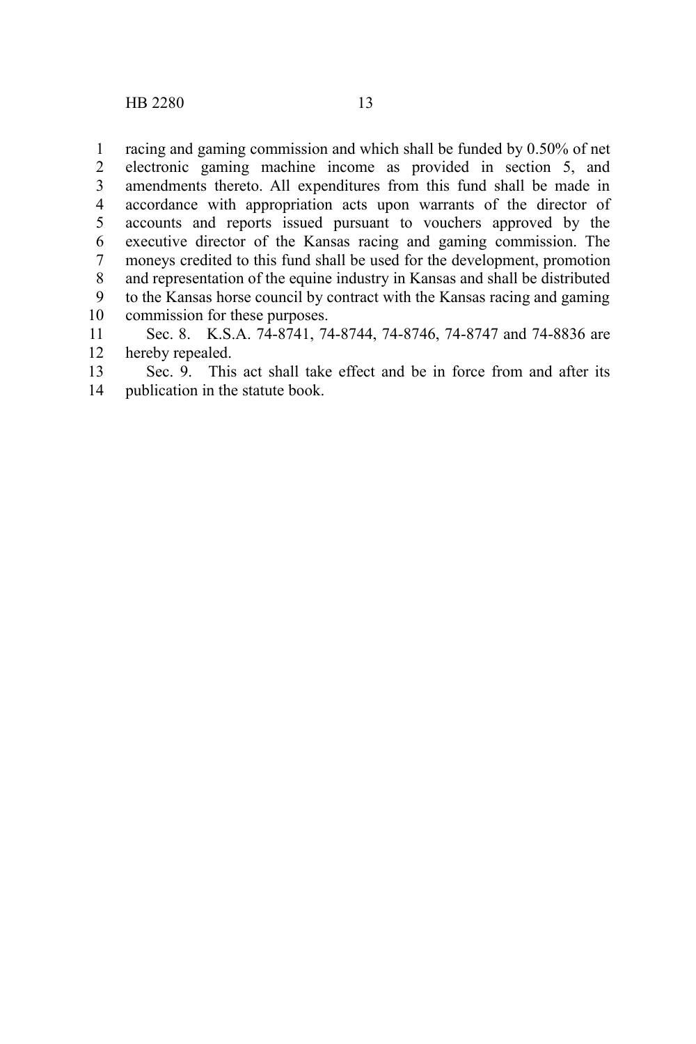racing and gaming commission and which shall be funded by 0.50% of net electronic gaming machine income as provided in section 5, and amendments thereto. All expenditures from this fund shall be made in accordance with appropriation acts upon warrants of the director of accounts and reports issued pursuant to vouchers approved by the executive director of the Kansas racing and gaming commission. The moneys credited to this fund shall be used for the development, promotion and representation of the equine industry in Kansas and shall be distributed to the Kansas horse council by contract with the Kansas racing and gaming commission for these purposes.

Sec. 8. K.S.A. 74-8741, 74-8744, 74-8746, 74-8747 and 74-8836 are hereby repealed.

Sec. 9. This act shall take effect and be in force from and after its publication in the statute book.